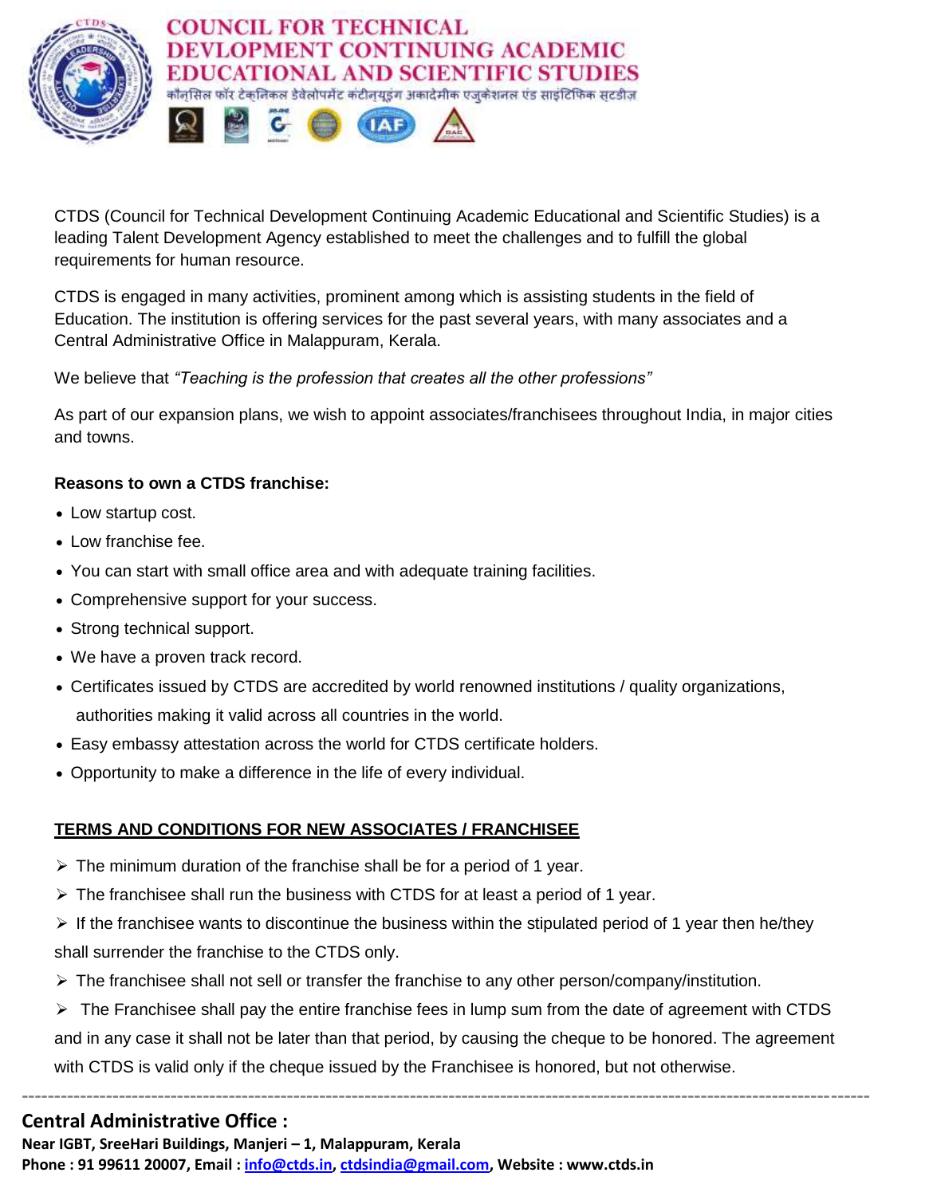# COUNCIL FOR TECHNICAL DEVLOPMENT CONTINUING ACADEMIC EDUCATIONAL AND SCIENTIFIC STUDIES

कॉन्सिल फॉर टेक्निकल डेवेलोपमेंट कंटीन्यूइंग अकादेमीक एजुकेशनल एंड साइंटिफिक स्टडीज़

CTDS (Council for Technical Development Continuing Academic Educational and Scientific Studies) is a leading Talent Development Agency established to meet the challenges and to fulfill the global requirements for human resource.

CTDS is engaged in many activities, prominent among which is assisting students in the field of Education. The institution is offering services for the past several years, with many associates and a Central Administrative Office in Malappuram, Kerala.

We believe that *"Teaching is the profession that creates all the other professions"*

As part of our expansion plans, we wish to appoint associates/franchisees throughout India, in major cities and towns.

**Reasons to own a CTDS franchise:**

- Low startup cost.
- Low franchise fee.
- You can start with small office area and with adequate training facilities.
- Comprehensive support for your success.
- Strong technical support.
- We have a proven track record.
- Certificates issued by CTDS are accredited by world renowned institutions / quality organizations, authorities making it valid across all countries in the world.
- Easy embassy attestation across the world for CTDS certificate holders.
- Opportunity to make a difference in the life of every individual.

## TERMS AND CONDITIONS FOR NEW ASSOCIATES / FRANCHISEE

- The minimum duration of the franchise shall be for a period of 1 year.
- The franchisee shall run the business with CTDS for at least a period of 1 year.
- If the franchisee wants to discontinue the business within the stipulated period of 1 year then he/they shall surrender the franchise to the CTDS only.
- The franchisee shall not sell or transfer the franchise to any other person/company/institution.
- The Franchisee shall pay the entire franchise fees in lump sum from the date of agreement with CTDS and in any case it shall not be later than that period, by causing the cheque to be honored. The agreement with CTDS is valid only if the cheque issued by the Franchisee is honored, but not otherwise.

---

**Central Administrative Office :**

**Near IGBT, SreeHari Buildings, Manjeri – 1, Malappuram, Kerala**

**Phone : 91 99611 20007, Email : info@ctds.in, ctdsindia@gmail.com, Website : www.ctds.in**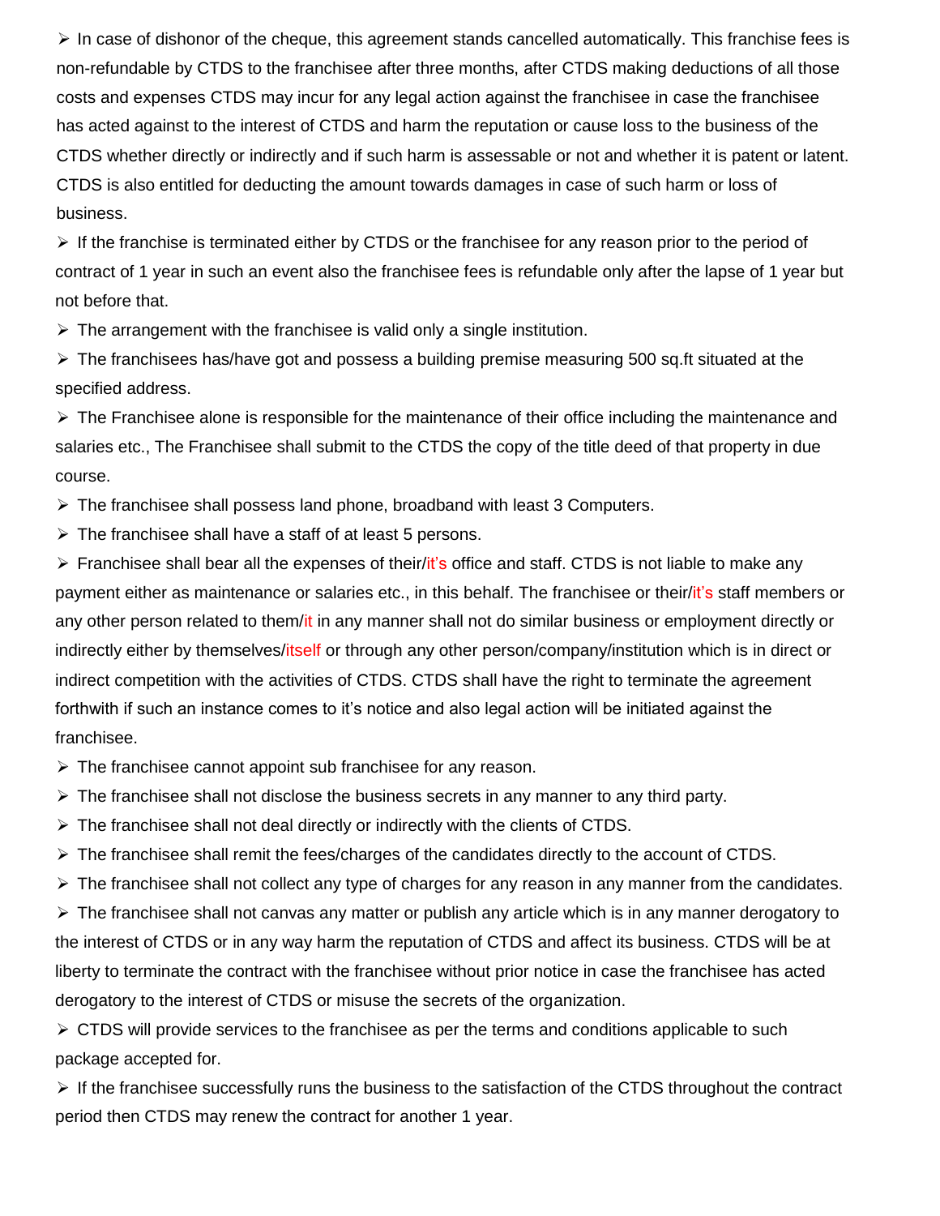- In case of dishonor of the cheque, this agreement stands cancelled automatically. This franchise fees is non-refundable by CTDS to the franchisee after three months, after CTDS making deductions of all those costs and expenses CTDS may incur for any legal action against the franchisee in case the franchisee has acted against to the interest of CTDS and harm the reputation or cause loss to the business of the CTDS whether directly or indirectly and if such harm is assessable or not and whether it is patent or latent. CTDS is also entitled for deducting the amount towards damages in case of such harm or loss of business.
- If the franchise is terminated either by CTDS or the franchisee for any reason prior to the period of contract of 1 year in such an event also the franchisee fees is refundable only after the lapse of 1 year but not before that.
- The arrangement with the franchisee is valid only a single institution.
- The franchisees has/have got and possess a building premise measuring 500 sq.ft situated at the specified address.
- The Franchisee alone is responsible for the maintenance of their office including the maintenance and salaries etc., The Franchisee shall submit to the CTDS the copy of the title deed of that property in due course.
- The franchisee shall possess land phone, broadband with least 3 Computers.
- The franchisee shall have a staff of at least 5 persons.
- Franchisee shall bear all the expenses of their/it's office and staff. CTDS is not liable to make any payment either as maintenance or salaries etc., in this behalf. The franchisee or their/it's staff members or any other person related to them/it in any manner shall not do similar business or employment directly or indirectly either by themselves/itself or through any other person/company/institution which is in direct or indirect competition with the activities of CTDS. CTDS shall have the right to terminate the agreement forthwith if such an instance comes to it's notice and also legal action will be initiated against the franchisee.
- The franchisee cannot appoint sub franchisee for any reason.
- The franchisee shall not disclose the business secrets in any manner to any third party.
- The franchisee shall not deal directly or indirectly with the clients of CTDS.
- The franchisee shall remit the fees/charges of the candidates directly to the account of CTDS.
- The franchisee shall not collect any type of charges for any reason in any manner from the candidates.
- The franchisee shall not canvas any matter or publish any article which is in any manner derogatory to the interest of CTDS or in any way harm the reputation of CTDS and affect its business. CTDS will be at liberty to terminate the contract with the franchisee without prior notice in case the franchisee has acted derogatory to the interest of CTDS or misuse the secrets of the organization.
- CTDS will provide services to the franchisee as per the terms and conditions applicable to such package accepted for.
- If the franchisee successfully runs the business to the satisfaction of the CTDS throughout the contract period then CTDS may renew the contract for another 1 year.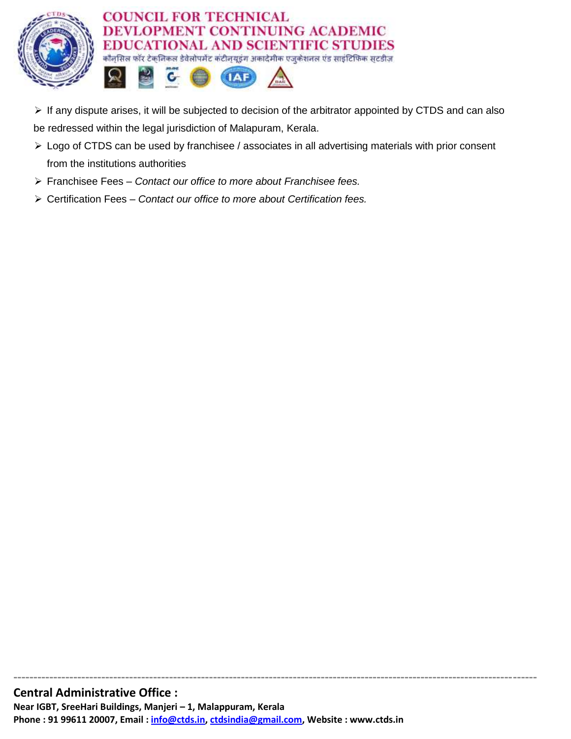- If any dispute arises, it will be subjected to decision of the arbitrator appointed by CTDS and can also be redressed within the legal jurisdiction of Malapuram, Kerala.
- Logo of CTDS can be used by franchisee / associates in all advertising materials with prior consent from the institutions authorities
- Franchisee Fees – *Contact our office to more about Franchisee fees.*
- Certification Fees – *Contact our office to more about Certification fees.*